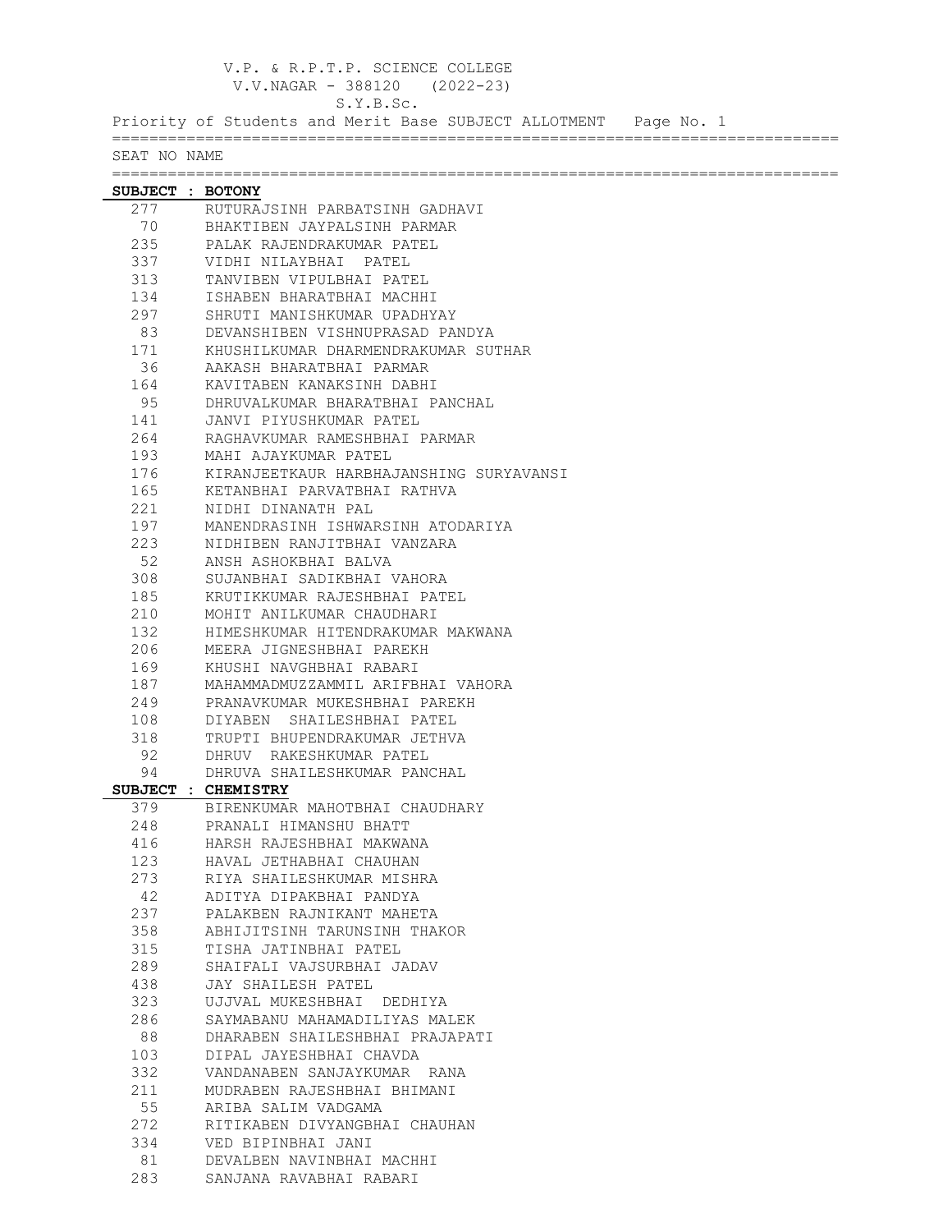V.P. & R.P.T.P. SCIENCE COLLEGE
V.V.NAGAR - 388120 (2022-23)
S.Y.B.Sc.
Priority of Students and Merit Base SUBJECT ALLOTMENT

| SEAT NO | NAME |
|---|---|
| **SUBJECT : BOTONY** | |
| 277 | RUTURAJSINH PARBATSINH GADHAVI |
| 70 | BHAKTIBEN JAYPALSINH PARMAR |
| 235 | PALAK RAJENDRAKUMAR PATEL |
| 337 | VIDHI NILAYBHAI PATEL |
| 313 | TANVIBEN VIPULBHAI PATEL |
| 134 | ISHABEN BHARATBHAI MACHHI |
| 297 | SHRUTI MANISHKUMAR UPADHYAY |
| 83 | DEVANSHIBEN VISHNUPRASAD PANDYA |
| 171 | KHUSHILKUMAR DHARMENDRAKUMAR SUTHAR |
| 36 | AAKASH BHARATBHAI PARMAR |
| 164 | KAVITABEN KANAKSINH DABHI |
| 95 | DHRUVALKUMAR BHARATBHAI PANCHAL |
| 141 | JANVI PIYUSHKUMAR PATEL |
| 264 | RAGHAVKUMAR RAMESHBHAI PARMAR |
| 193 | MAHI AJAYKUMAR PATEL |
| 176 | KIRANJEETKAUR HARBHAJANSHING SURYAVANSI |
| 165 | KETANBHAI PARVATBHAI RATHVA |
| 221 | NIDHI DINANATH PAL |
| 197 | MANENDRASINH ISHWARSINH ATODARIYA |
| 223 | NIDHIBEN RANJITBHAI VANZARA |
| 52 | ANSH ASHOKBHAI BALVA |
| 308 | SUJANBHAI SADIKBHAI VAHORA |
| 185 | KRUTIKKUMAR RAJESHBHAI PATEL |
| 210 | MOHIT ANILKUMAR CHAUDHARI |
| 132 | HIMESHKUMAR HITENDRAKUMAR MAKWANA |
| 206 | MEERA JIGNESHBHAI PAREKH |
| 169 | KHUSHI NAVGHBHAI RABARI |
| 187 | MAHAMMADMUZZAMMIL ARIFBHAI VAHORA |
| 249 | PRANAVKUMAR MUKESHBHAI PAREKH |
| 108 | DIYABEN SHAILESHBHAI PATEL |
| 318 | TRUPTI BHUPENDRAKUMAR JETHVA |
| 92 | DHRUV RAKESHKUMAR PATEL |
| 94 | DHRUVA SHAILESHKUMAR PANCHAL |
| **SUBJECT : CHEMISTRY** | |
| 379 | BIRENKUMAR MAHOTBHAI CHAUDHARY |
| 248 | PRANALI HIMANSHU BHATT |
| 416 | HARSH RAJESHBHAI MAKWANA |
| 123 | HAVAL JETHABHAI CHAUHAN |
| 273 | RIYA SHAILESHKUMAR MISHRA |
| 42 | ADITYA DIPAKBHAI PANDYA |
| 237 | PALAKBEN RAJNIKANT MAHETA |
| 358 | ABHIJITSINH TARUNSINH THAKOR |
| 315 | TISHA JATINBHAI PATEL |
| 289 | SHAIFALI VAJSURBHAI JADAV |
| 438 | JAY SHAILESH PATEL |
| 323 | UJJVAL MUKESHBHAI DEDHIYA |
| 286 | SAYMABANU MAHAMADILIYAS MALEK |
| 88 | DHARABEN SHAILESHBHAI PRAJAPATI |
| 103 | DIPAL JAYESHBHAI CHAVDA |
| 332 | VANDANABEN SANJAYKUMAR RANA |
| 211 | MUDRABEN RAJESHBHAI BHIMANI |
| 55 | ARIBA SALIM VADGAMA |
| 272 | RITIKABEN DIVYANGBHAI CHAUHAN |
| 334 | VED BIPINBHAI JANI |
| 81 | DEVALBEN NAVINBHAI MACHHI |
| 283 | SANJANA RAVABHAI RABARI |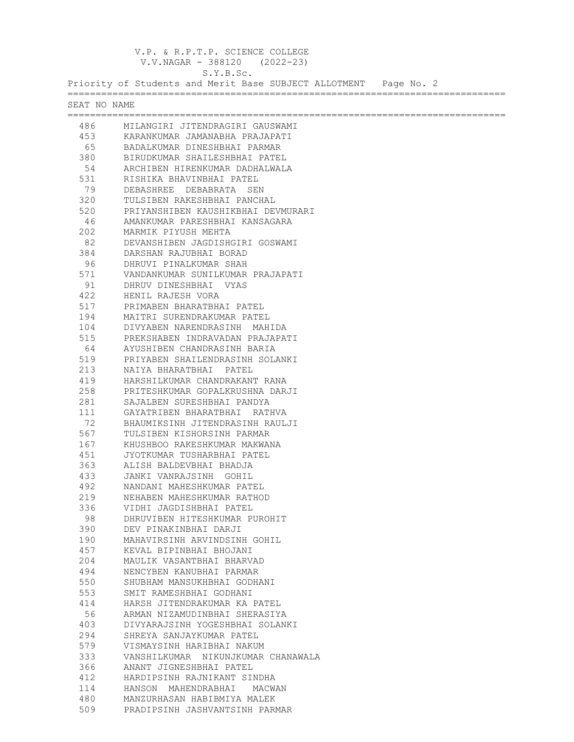V.P. & R.P.T.P. SCIENCE COLLEGE
V.V.NAGAR - 388120 (2022-23)
S.Y.B.Sc.
Priority of Students and Merit Base SUBJECT ALLOTMENT Page No. 2

| SEAT NO | NAME |
|---|---|
| 486 | MILANGIRI JITENDRAGIRI GAUSWAMI |
| 453 | KARANKUMAR JAMANABHA PRAJAPATI |
| 65 | BADALKUMAR DINESHBHAI PARMAR |
| 380 | BIRUDKUMAR SHAILESHBHAI PATEL |
| 54 | ARCHIBEN HIRENKUMAR DADHALWALA |
| 531 | RISHIKA BHAVINBHAI PATEL |
| 79 | DEBASHREE DEBABRATA SEN |
| 320 | TULSIBEN RAKESHBHAI PANCHAL |
| 520 | PRIYANSHIBEN KAUSHIKBHAI DEVMURARI |
| 46 | AMANKUMAR PARESHBHAI KANSAGARA |
| 202 | MARMIK PIYUSH MEHTA |
| 82 | DEVANSHIBEN JAGDISHGIRI GOSWAMI |
| 384 | DARSHAN RAJUBHAI BORAD |
| 96 | DHRUVI PINALKUMAR SHAH |
| 571 | VANDANKUMAR SUNILKUMAR PRAJAPATI |
| 91 | DHRUV DINESHBHAI VYAS |
| 422 | HENIL RAJESH VORA |
| 517 | PRIMABEN BHARATBHAI PATEL |
| 194 | MAITRI SURENDRAKUMAR PATEL |
| 104 | DIVYABEN NARENDRASINH MAHIDA |
| 515 | PREKSHABEN INDRAVADAN PRAJAPATI |
| 64 | AYUSHIBEN CHANDRASINH BARIA |
| 519 | PRIYABEN SHAILENDRASINH SOLANKI |
| 213 | NAIYA BHARATBHAI PATEL |
| 419 | HARSHILKUMAR CHANDRAKANT RANA |
| 258 | PRITESHKUMAR GOPALKRUSHNA DARJI |
| 281 | SAJALBEN SURESHBHAI PANDYA |
| 111 | GAYATRIBEN BHARATBHAI RATHVA |
| 72 | BHAUMIKSINH JITENDRASINH RAULJI |
| 567 | TULSIBEN KISHORSINH PARMAR |
| 167 | KHUSHBOO RAKESHKUMAR MAKWANA |
| 451 | JYOTKUMAR TUSHARBHAI PATEL |
| 363 | ALISH BALDEVBHAI BHADJA |
| 433 | JANKI VANRAJSINH GOHIL |
| 492 | NANDANI MAHESHKUMAR PATEL |
| 219 | NEHABEN MAHESHKUMAR RATHOD |
| 336 | VIDHI JAGDISHBHAI PATEL |
| 98 | DHRUVIBEN HITESHKUMAR PUROHIT |
| 390 | DEV PINAKINBHAI DARJI |
| 190 | MAHAVIRSINH ARVINDSINH GOHIL |
| 457 | KEVAL BIPINBHAI BHOJANI |
| 204 | MAULIK VASANTBHAI BHARVAD |
| 494 | NENCYBEN KANUBHAI PARMAR |
| 550 | SHUBHAM MANSUKHBHAI GODHANI |
| 553 | SMIT RAMESHBHAI GODHANI |
| 414 | HARSH JITENDRAKUMAR KA PATEL |
| 56 | ARMAN NIZAMUDINBHAI SHERASIYA |
| 403 | DIVYARAJSINH YOGESHBHAI SOLANKI |
| 294 | SHREYA SANJAYKUMAR PATEL |
| 579 | VISMAYSINH HARIBHAI NAKUM |
| 333 | VANSHILKUMAR NIKUNJKUMAR CHANAWALA |
| 366 | ANANT JIGNESHBHAI PATEL |
| 412 | HARDIPSINH RAJNIKANT SINDHA |
| 114 | HANSON MAHENDRABHAI MACWAN |
| 480 | MANZURHASAN HABIBMIYA MALEK |
| 509 | PRADIPSINH JASHVANTSINH PARMAR |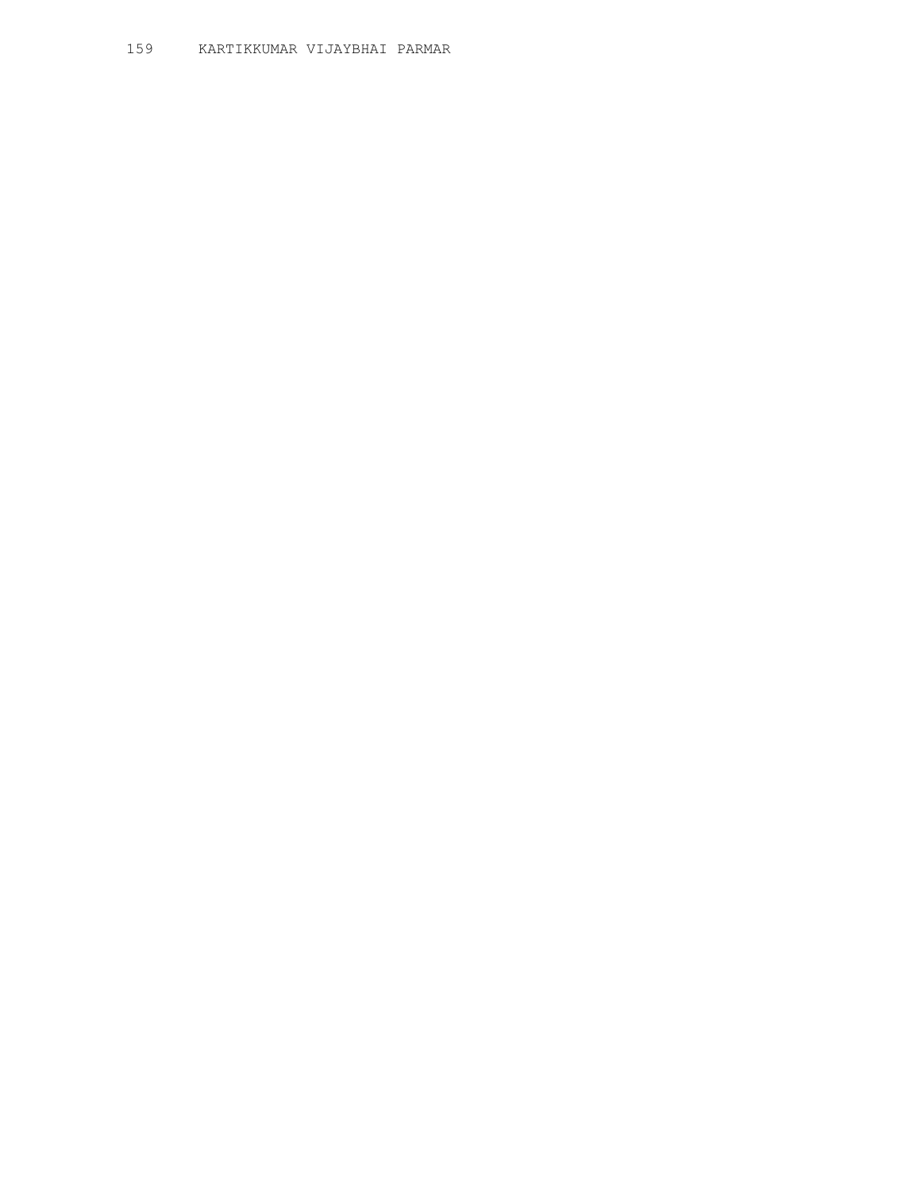159 KARTIKKUMAR VIJAYBHAI PARMAR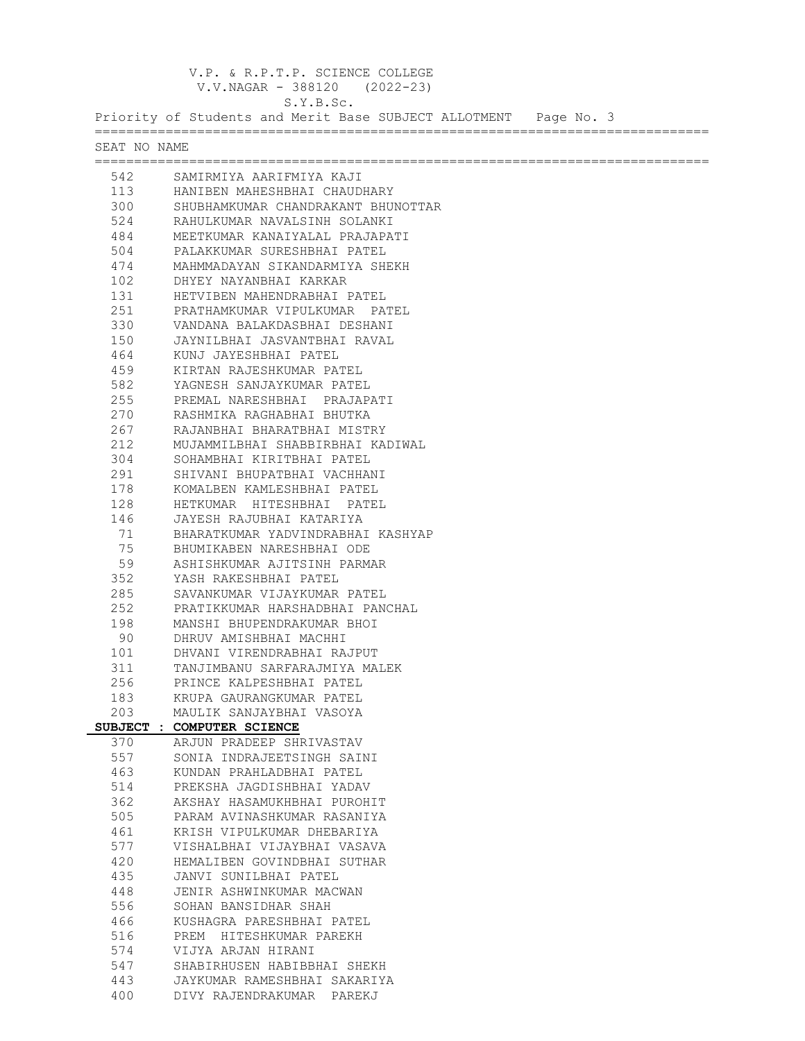V.P. & R.P.T.P. SCIENCE COLLEGE
V.V.NAGAR - 388120 (2022-23)
S.Y.B.Sc.
Priority of Students and Merit Base SUBJECT ALLOTMENT Page No. 3

| SEAT NO | NAME |
|---|---|
| 542 | SAMIRMIYA AARIFMIYA KAJI |
| 113 | HANIBEN MAHESHBHAI CHAUDHARY |
| 300 | SHUBHAMKUMAR CHANDRAKANT BHUNOTTAR |
| 524 | RAHULKUMAR NAVALSINH SOLANKI |
| 484 | MEETKUMAR KANAIYALAL PRAJAPATI |
| 504 | PALAKKUMAR SURESHBHAI PATEL |
| 474 | MAHMMADAYAN SIKANDARMIYA SHEKH |
| 102 | DHYEY NAYANBHAI KARKAR |
| 131 | HETVIBEN MAHENDRABHAI PATEL |
| 251 | PRATHAMKUMAR VIPULKUMAR PATEL |
| 330 | VANDANA BALAKDASBHAI DESHANI |
| 150 | JAYNILBHAI JASVANTBHAI RAVAL |
| 464 | KUNJ JAYESHBHAI PATEL |
| 459 | KIRTAN RAJESHKUMAR PATEL |
| 582 | YAGNESH SANJAYKUMAR PATEL |
| 255 | PREMAL NARESHBHAI PRAJAPATI |
| 270 | RASHMIKA RAGHABHAI BHUTKA |
| 267 | RAJANBHAI BHARATBHAI MISTRY |
| 212 | MUJAMMILBHAI SHABBIRBHAI KADIWAL |
| 304 | SOHAMBHAI KIRITBHAI PATEL |
| 291 | SHIVANI BHUPATBHAI VACHHANI |
| 178 | KOMALBEN KAMLESHBHAI PATEL |
| 128 | HETKUMAR HITESHBHAI PATEL |
| 146 | JAYESH RAJUBHAI KATARIYA |
| 71 | BHARATKUMAR YADVINDRABHAI KASHYAP |
| 75 | BHUMIKABEN NARESHBHAI ODE |
| 59 | ASHISHKUMAR AJITSINH PARMAR |
| 352 | YASH RAKESHBHAI PATEL |
| 285 | SAVANKUMAR VIJAYKUMAR PATEL |
| 252 | PRATIKKUMAR HARSHADBHAI PANCHAL |
| 198 | MANSHI BHUPENDRAKUMAR BHOI |
| 90 | DHRUV AMISHBHAI MACHHI |
| 101 | DHVANI VIRENDRABHAI RAJPUT |
| 311 | TANJIMBANU SARFARAJMIYA MALEK |
| 256 | PRINCE KALPESHBHAI PATEL |
| 183 | KRUPA GAURANGKUMAR PATEL |
| 203 | MAULIK SANJAYBHAI VASOYA |

**SUBJECT : COMPUTER SCIENCE**

| SEAT NO | NAME |
|---|---|
| 370 | ARJUN PRADEEP SHRIVASTAV |
| 557 | SONIA INDRAJEETSINGH SAINI |
| 463 | KUNDAN PRAHLADBHAI PATEL |
| 514 | PREKSHA JAGDISHBHAI YADAV |
| 362 | AKSHAY HASAMUKHBHAI PUROHIT |
| 505 | PARAM AVINASHKUMAR RASANIYA |
| 461 | KRISH VIPULKUMAR DHEBARIYA |
| 577 | VISHALBHAI VIJAYBHAI VASAVA |
| 420 | HEMALIBEN GOVINDBHAI SUTHAR |
| 435 | JANVI SUNILBHAI PATEL |
| 448 | JENIR ASHWINKUMAR MACWAN |
| 556 | SOHAN BANSIDHAR SHAH |
| 466 | KUSHAGRA PARESHBHAI PATEL |
| 516 | PREM HITESHKUMAR PAREKH |
| 574 | VIJYA ARJAN HIRANI |
| 547 | SHABIRHUSEN HABIBBHAI SHEKH |
| 443 | JAYKUMAR RAMESHBHAI SAKARIYA |
| 400 | DIVY RAJENDRAKUMAR PAREKJ |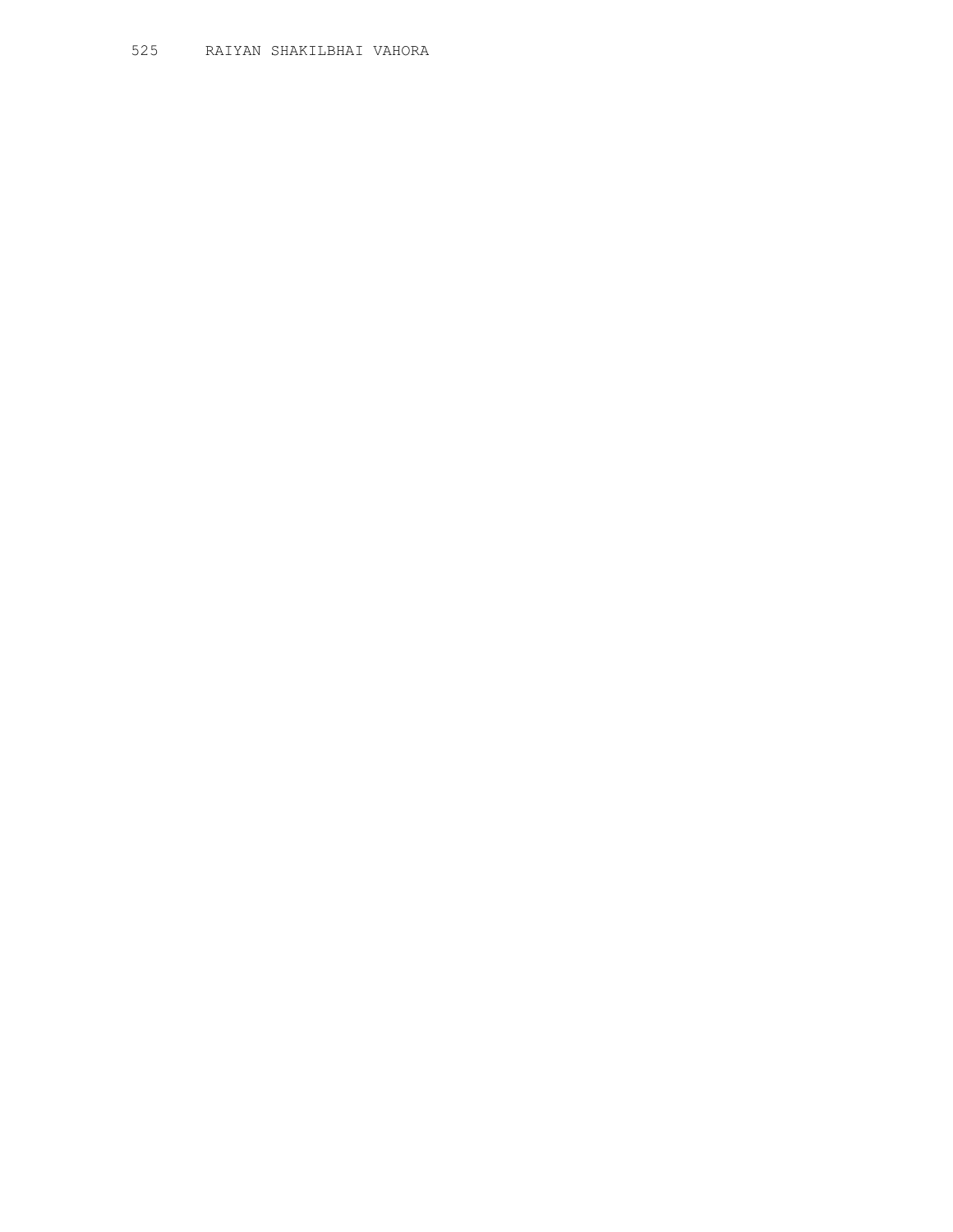525 RAIYAN SHAKILBHAI VAHORA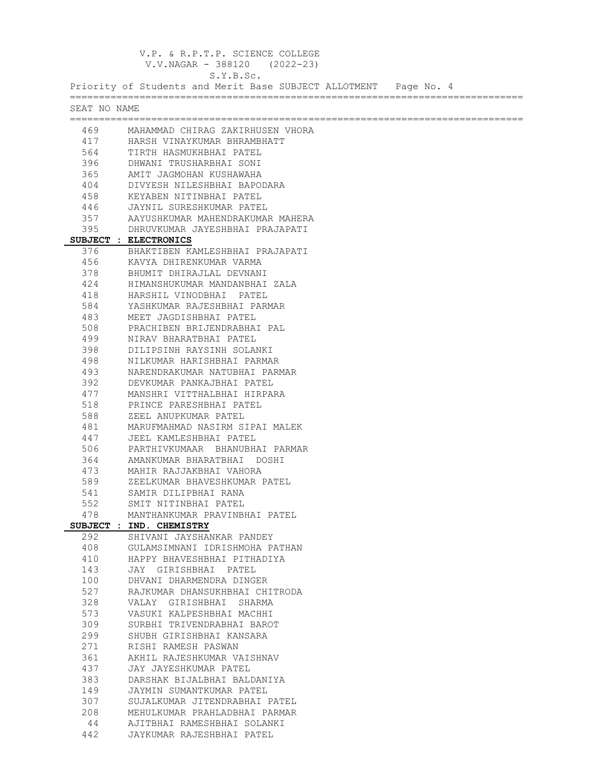V.P. & R.P.T.P. SCIENCE COLLEGE
V.V.NAGAR - 388120 (2022-23)
S.Y.B.Sc.
Priority of Students and Merit Base SUBJECT ALLOTMENT Page No. 4

| SEAT NO | NAME |
|---|---|
| 469 | MAHAMMAD CHIRAG ZAKIRHUSEN VHORA |
| 417 | HARSH VINAYKUMAR BHRAMBHATT |
| 564 | TIRTH HASMUKHBHAI PATEL |
| 396 | DHWANI TRUSHARBHAI SONI |
| 365 | AMIT JAGMOHAN KUSHAWAHA |
| 404 | DIVYESH NILESHBHAI BAPODARA |
| 458 | KEYABEN NITINBHAI PATEL |
| 446 | JAYNIL SURESHKUMAR PATEL |
| 357 | AAYUSHKUMAR MAHENDRAKUMAR MAHERA |
| 395 | DHRUVKUMAR JAYESHBHAI PRAJAPATI |

**SUBJECT : ELECTRONICS**

| SEAT NO | NAME |
|---|---|
| 376 | BHAKTIBEN KAMLESHBHAI PRAJAPATI |
| 456 | KAVYA DHIRENKUMAR VARMA |
| 378 | BHUMIT DHIRAJLAL DEVNANI |
| 424 | HIMANSHUKUMAR MANDANBHAI ZALA |
| 418 | HARSHIL VINODBHAI PATEL |
| 584 | YASHKUMAR RAJESHBHAI PARMAR |
| 483 | MEET JAGDISHBHAI PATEL |
| 508 | PRACHIBEN BRIJENDRABHAI PAL |
| 499 | NIRAV BHARATBHAI PATEL |
| 398 | DILIPSINH RAYSINH SOLANKI |
| 498 | NILKUMAR HARISHBHAI PARMAR |
| 493 | NARENDRAKUMAR NATUBHAI PARMAR |
| 392 | DEVKUMAR PANKAJBHAI PATEL |
| 477 | MANSHRI VITTHALBHAI HIRPARA |
| 518 | PRINCE PARESHBHAI PATEL |
| 588 | ZEEL ANUPKUMAR PATEL |
| 481 | MARUFMAHMAD NASIRM SIPAI MALEK |
| 447 | JEEL KAMLESHBHAI PATEL |
| 506 | PARTHIVKUMAAR BHANUBHAI PARMAR |
| 364 | AMANKUMAR BHARATBHAI DOSHI |
| 473 | MAHIR RAJJAKBHAI VAHORA |
| 589 | ZEELKUMAR BHAVESHKUMAR PATEL |
| 541 | SAMIR DILIPBHAI RANA |
| 552 | SMIT NITINBHAI PATEL |
| 478 | MANTHANKUMAR PRAVINBHAI PATEL |

**SUBJECT : IND. CHEMISTRY**

| SEAT NO | NAME |
|---|---|
| 292 | SHIVANI JAYSHANKAR PANDEY |
| 408 | GULAMSIMNANI IDRISHMOHA PATHAN |
| 410 | HAPPY BHAVESHBHAI PITHADIYA |
| 143 | JAY GIRISHBHAI PATEL |
| 100 | DHVANI DHARMENDRA DINGER |
| 527 | RAJKUMAR DHANSUKHBHAI CHITRODA |
| 328 | VALAY GIRISHBHAI SHARMA |
| 573 | VASUKI KALPESHBHAI MACHHI |
| 309 | SURBHI TRIVENDRABHAI BAROT |
| 299 | SHUBH GIRISHBHAI KANSARA |
| 271 | RISHI RAMESH PASWAN |
| 361 | AKHIL RAJESHKUMAR VAISHNAV |
| 437 | JAY JAYESHKUMAR PATEL |
| 383 | DARSHAK BIJALBHAI BALDANIYA |
| 149 | JAYMIN SUMANTKUMAR PATEL |
| 307 | SUJALKUMAR JITENDRABHAI PATEL |
| 208 | MEHULKUMAR PRAHLADBHAI PARMAR |
| 44 | AJITBHAI RAMESHBHAI SOLANKI |
| 442 | JAYKUMAR RAJESHBHAI PATEL |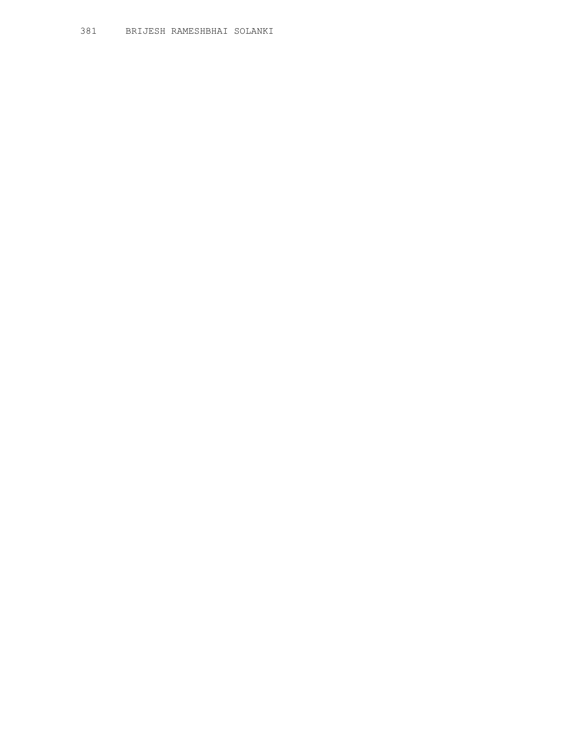381 BRIJESH RAMESHBHAI SOLANKI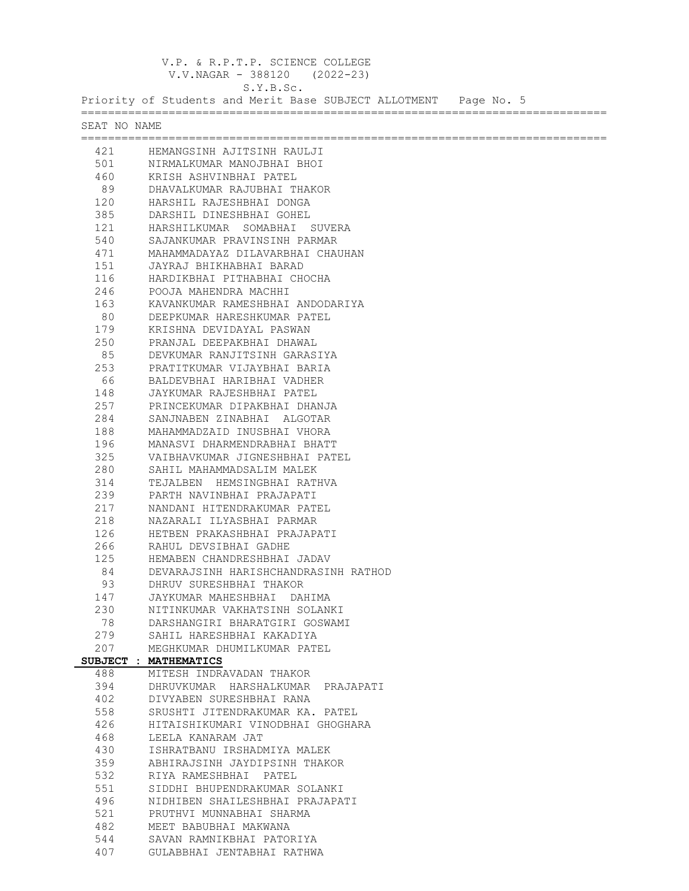V.P. & R.P.T.P. SCIENCE COLLEGE
V.V.NAGAR - 388120 (2022-23)
S.Y.B.Sc.
Priority of Students and Merit Base SUBJECT ALLOTMENT Page No. 5

| SEAT NO | NAME |
|---|---|
| 421 | HEMANGSINH AJITSINH RAULJI |
| 501 | NIRMALKUMAR MANOJBHAI BHOI |
| 460 | KRISH ASHVINBHAI PATEL |
| 89 | DHAVALKUMAR RAJUBHAI THAKOR |
| 120 | HARSHIL RAJESHBHAI DONGA |
| 385 | DARSHIL DINESHBHAI GOHEL |
| 121 | HARSHILKUMAR SOMABHAI SUVERA |
| 540 | SAJANKUMAR PRAVINSINH PARMAR |
| 471 | MAHAMMADAYAZ DILAVARBHAI CHAUHAN |
| 151 | JAYRAJ BHIKHABHAI BARAD |
| 116 | HARDIKBHAI PITHABHAI CHOCHA |
| 246 | POOJA MAHENDRA MACHHI |
| 163 | KAVANKUMAR RAMESHBHAI ANDODARIYA |
| 80 | DEEPKUMAR HARESHKUMAR PATEL |
| 179 | KRISHNA DEVIDAYAL PASWAN |
| 250 | PRANJAL DEEPAKBHAI DHAWAL |
| 85 | DEVKUMAR RANJITSINH GARASIYA |
| 253 | PRATITKUMAR VIJAYBHAI BARIA |
| 66 | BALDEVBHAI HARIBHAI VADHER |
| 148 | JAYKUMAR RAJESHBHAI PATEL |
| 257 | PRINCEKUMAR DIPAKBHAI DHANJA |
| 284 | SANJNABEN ZINABHAI ALGOTAR |
| 188 | MAHAMMADZAID INUSBHAI VHORA |
| 196 | MANASVI DHARMENDRABHAI BHATT |
| 325 | VAIBHAVKUMAR JIGNESHBHAI PATEL |
| 280 | SAHIL MAHAMMADSALIM MALEK |
| 314 | TEJALBEN HEMSINGBHAI RATHVA |
| 239 | PARTH NAVINBHAI PRAJAPATI |
| 217 | NANDANI HITENDRAKUMAR PATEL |
| 218 | NAZARALI ILYASBHAI PARMAR |
| 126 | HETBEN PRAKASHBHAI PRAJAPATI |
| 266 | RAHUL DEVSIBHAI GADHE |
| 125 | HEMABEN CHANDRESHBHAI JADAV |
| 84 | DEVARAJSINH HARISHCHANDRASINH RATHOD |
| 93 | DHRUV SURESHBHAI THAKOR |
| 147 | JAYKUMAR MAHESHBHAI DAHIMA |
| 230 | NITINKUMAR VAKHATSINH SOLANKI |
| 78 | DARSHANGIRI BHARATGIRI GOSWAMI |
| 279 | SAHIL HARESHBHAI KAKADIYA |
| 207 | MEGHKUMAR DHUMILKUMAR PATEL |

**SUBJECT : MATHEMATICS**

| SEAT NO | NAME |
|---|---|
| 488 | MITESH INDRAVADAN THAKOR |
| 394 | DHRUVKUMAR HARSHALKUMAR PRAJAPATI |
| 402 | DIVYABEN SURESHBHAI RANA |
| 558 | SRUSHTI JITENDRAKUMAR KA. PATEL |
| 426 | HITAISHIKUMARI VINODBHAI GHOGHARA |
| 468 | LEELA KANARAM JAT |
| 430 | ISHRATBANU IRSHADMIYA MALEK |
| 359 | ABHIRAJSINH JAYDIPSINH THAKOR |
| 532 | RIYA RAMESHBHAI PATEL |
| 551 | SIDDHI BHUPENDRAKUMAR SOLANKI |
| 496 | NIDHIBEN SHAILESHBHAI PRAJAPATI |
| 521 | PRUTHVI MUNNABHAI SHARMA |
| 482 | MEET BABUBHAI MAKWANA |
| 544 | SAVAN RAMNIKBHAI PATORIYA |
| 407 | GULABBHAI JENTABHAI RATHWA |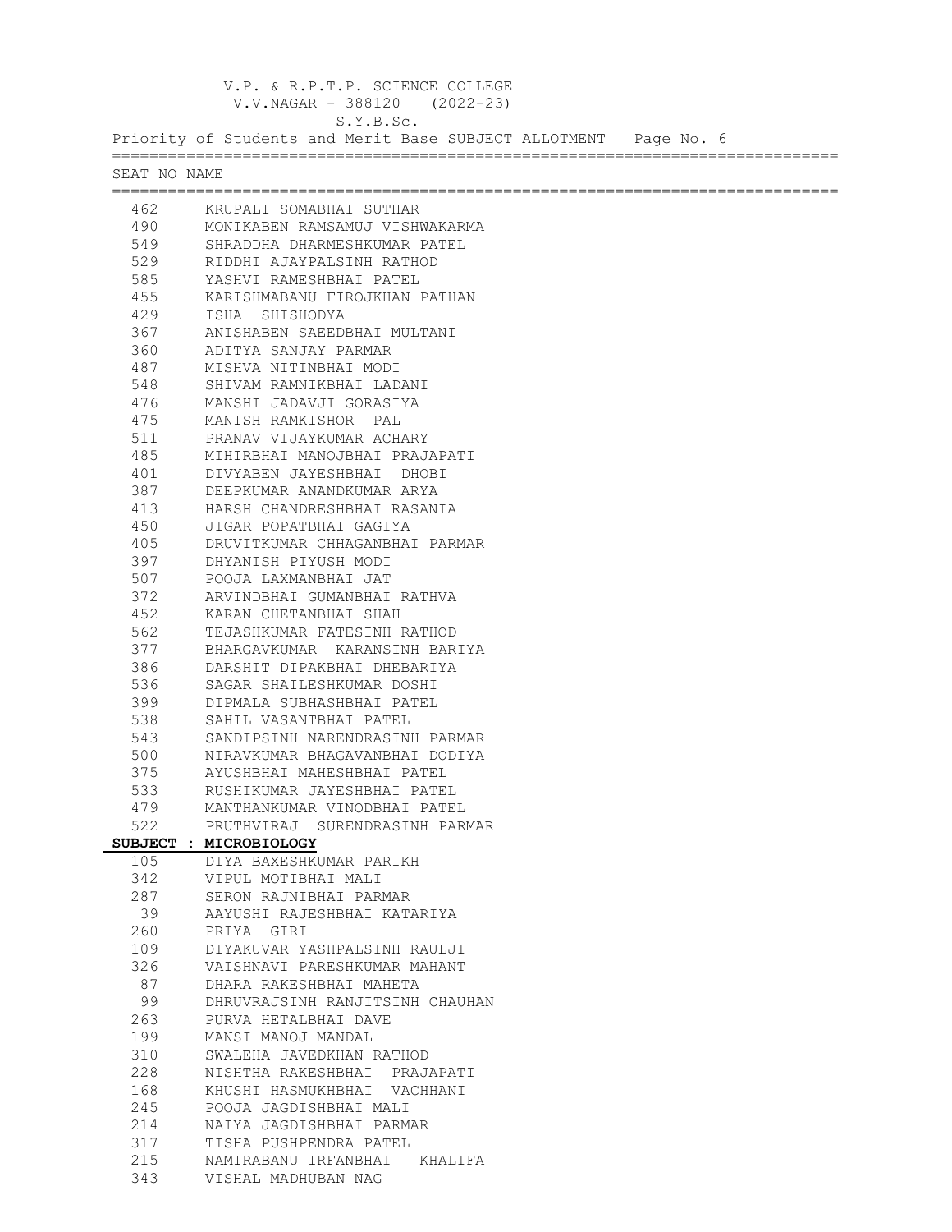V.P. & R.P.T.P. SCIENCE COLLEGE
V.V.NAGAR - 388120 (2022-23)
S.Y.B.Sc.
Priority of Students and Merit Base SUBJECT ALLOTMENT Page No. 6

| SEAT NO | NAME |
|---|---|
| 462 | KRUPALI SOMABHAI SUTHAR |
| 490 | MONIKABEN RAMSAMUJ VISHWAKARMA |
| 549 | SHRADDHA DHARMESHKUMAR PATEL |
| 529 | RIDDHI AJAYPALSINH RATHOD |
| 585 | YASHVI RAMESHBHAI PATEL |
| 455 | KARISHMABANU FIROJKHAN PATHAN |
| 429 | ISHA SHISHODYA |
| 367 | ANISHABEN SAEEDBHAI MULTANI |
| 360 | ADITYA SANJAY PARMAR |
| 487 | MISHVA NITINBHAI MODI |
| 548 | SHIVAM RAMNIKBHAI LADANI |
| 476 | MANSHI JADAVJI GORASIYA |
| 475 | MANISH RAMKISHOR PAL |
| 511 | PRANAV VIJAYKUMAR ACHARY |
| 485 | MIHIRBHAI MANOJBHAI PRAJAPATI |
| 401 | DIVYABEN JAYESHBHAI DHOBI |
| 387 | DEEPKUMAR ANANDKUMAR ARYA |
| 413 | HARSH CHANDRESHBHAI RASANIA |
| 450 | JIGAR POPATBHAI GAGIYA |
| 405 | DRUVITKUMAR CHHAGANBHAI PARMAR |
| 397 | DHYANISH PIYUSH MODI |
| 507 | POOJA LAXMANBHAI JAT |
| 372 | ARVINDBHAI GUMANBHAI RATHVA |
| 452 | KARAN CHETANBHAI SHAH |
| 562 | TEJASHKUMAR FATESINH RATHOD |
| 377 | BHARGAVKUMAR KARANSINH BARIYA |
| 386 | DARSHIT DIPAKBHAI DHEBARIYA |
| 536 | SAGAR SHAILESHKUMAR DOSHI |
| 399 | DIPMALA SUBHASHBHAI PATEL |
| 538 | SAHIL VASANTBHAI PATEL |
| 543 | SANDIPSINH NARENDRASINH PARMAR |
| 500 | NIRAVKUMAR BHAGAVANBHAI DODIYA |
| 375 | AYUSHBHAI MAHESHBHAI PATEL |
| 533 | RUSHIKUMAR JAYESHBHAI PATEL |
| 479 | MANTHANKUMAR VINODBHAI PATEL |
| 522 | PRUTHVIRAJ SURENDRASINH PARMAR |

**SUBJECT : MICROBIOLOGY**

| SEAT NO | NAME |
|---|---|
| 105 | DIYA BAXESHKUMAR PARIKH |
| 342 | VIPUL MOTIBHAI MALI |
| 287 | SERON RAJNIBHAI PARMAR |
| 39 | AAYUSHI RAJESHBHAI KATARIYA |
| 260 | PRIYA GIRI |
| 109 | DIYAKUVAR YASHPALSINH RAULJI |
| 326 | VAISHNAVI PARESHKUMAR MAHANT |
| 87 | DHARA RAKESHBHAI MAHETA |
| 99 | DHRUVRAJSINH RANJITSINH CHAUHAN |
| 263 | PURVA HETALBHAI DAVE |
| 199 | MANSI MANOJ MANDAL |
| 310 | SWALEHA JAVEDKHAN RATHOD |
| 228 | NISHTHA RAKESHBHAI PRAJAPATI |
| 168 | KHUSHI HASMUKHBHAI VACHHANI |
| 245 | POOJA JAGDISHBHAI MALI |
| 214 | NAIYA JAGDISHBHAI PARMAR |
| 317 | TISHA PUSHPENDRA PATEL |
| 215 | NAMIRABANU IRFANBHAI KHALIFA |
| 343 | VISHAL MADHUBAN NAG |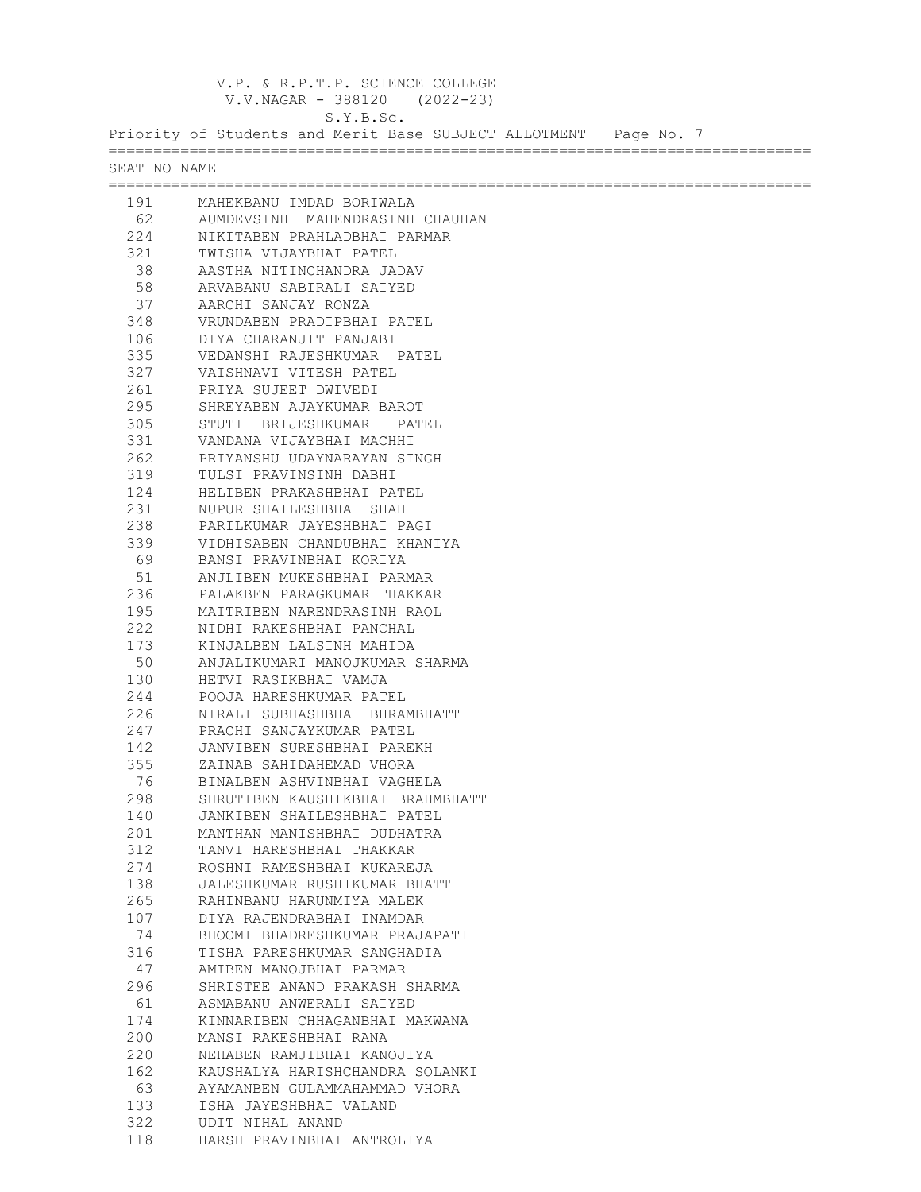V.P. & R.P.T.P. SCIENCE COLLEGE
V.V.NAGAR - 388120 (2022-23)
S.Y.B.Sc.
Priority of Students and Merit Base SUBJECT ALLOTMENT Page No. 7

| SEAT NO | NAME |
|---|---|
| 191 | MAHEKBANU IMDAD BORIWALA |
| 62 | AUMDEVSINH MAHENDRASINH CHAUHAN |
| 224 | NIKITABEN PRAHLADBHAI PARMAR |
| 321 | TWISHA VIJAYBHAI PATEL |
| 38 | AASTHA NITINCHANDRA JADAV |
| 58 | ARVABANU SABIRALI SAIYED |
| 37 | AARCHI SANJAY RONZA |
| 348 | VRUNDABEN PRADIPBHAI PATEL |
| 106 | DIYA CHARANJIT PANJABI |
| 335 | VEDANSHI RAJESHKUMAR PATEL |
| 327 | VAISHNAVI VITESH PATEL |
| 261 | PRIYA SUJEET DWIVEDI |
| 295 | SHREYABEN AJAYKUMAR BAROT |
| 305 | STUTI BRIJESHKUMAR PATEL |
| 331 | VANDANA VIJAYBHAI MACHHI |
| 262 | PRIYANSHU UDAYNARAYAN SINGH |
| 319 | TULSI PRAVINSINH DABHI |
| 124 | HELIBEN PRAKASHBHAI PATEL |
| 231 | NUPUR SHAILESHBHAI SHAH |
| 238 | PARILKUMAR JAYESHBHAI PAGI |
| 339 | VIDHISABEN CHANDUBHAI KHANIYA |
| 69 | BANSI PRAVINBHAI KORIYA |
| 51 | ANJLIBEN MUKESHBHAI PARMAR |
| 236 | PALAKBEN PARAGKUMAR THAKKAR |
| 195 | MAITRIBEN NARENDRASINH RAOL |
| 222 | NIDHI RAKESHBHAI PANCHAL |
| 173 | KINJALBEN LALSINH MAHIDA |
| 50 | ANJALIKUMARI MANOJKUMAR SHARMA |
| 130 | HETVI RASIKBHAI VAMJA |
| 244 | POOJA HARESHKUMAR PATEL |
| 226 | NIRALI SUBHASHBHAI BHRAMBHATT |
| 247 | PRACHI SANJAYKUMAR PATEL |
| 142 | JANVIBEN SURESHBHAI PAREKH |
| 355 | ZAINAB SAHIDAHEMAD VHORA |
| 76 | BINALBEN ASHVINBHAI VAGHELA |
| 298 | SHRUTIBEN KAUSHIKBHAI BRAHMBHATT |
| 140 | JANKIBEN SHAILESHBHAI PATEL |
| 201 | MANTHAN MANISHBHAI DUDHATRA |
| 312 | TANVI HARESHBHAI THAKKAR |
| 274 | ROSHNI RAMESHBHAI KUKAREJA |
| 138 | JALESHKUMAR RUSHIKUMAR BHATT |
| 265 | RAHINBANU HARUNMIYA MALEK |
| 107 | DIYA RAJENDRABHAI INAMDAR |
| 74 | BHOOMI BHADRESHKUMAR PRAJAPATI |
| 316 | TISHA PARESHKUMAR SANGHADIA |
| 47 | AMIBEN MANOJBHAI PARMAR |
| 296 | SHRISTEE ANAND PRAKASH SHARMA |
| 61 | ASMABANU ANWERALI SAIYED |
| 174 | KINNARIBEN CHHAGANBHAI MAKWANA |
| 200 | MANSI RAKESHBHAI RANA |
| 220 | NEHABEN RAMJIBHAI KANOJIYA |
| 162 | KAUSHALYA HARISHCHANDRA SOLANKI |
| 63 | AYAMANBEN GULAMMAHAMMAD VHORA |
| 133 | ISHA JAYESHBHAI VALAND |
| 322 | UDIT NIHAL ANAND |
| 118 | HARSH PRAVINBHAI ANTROLIYA |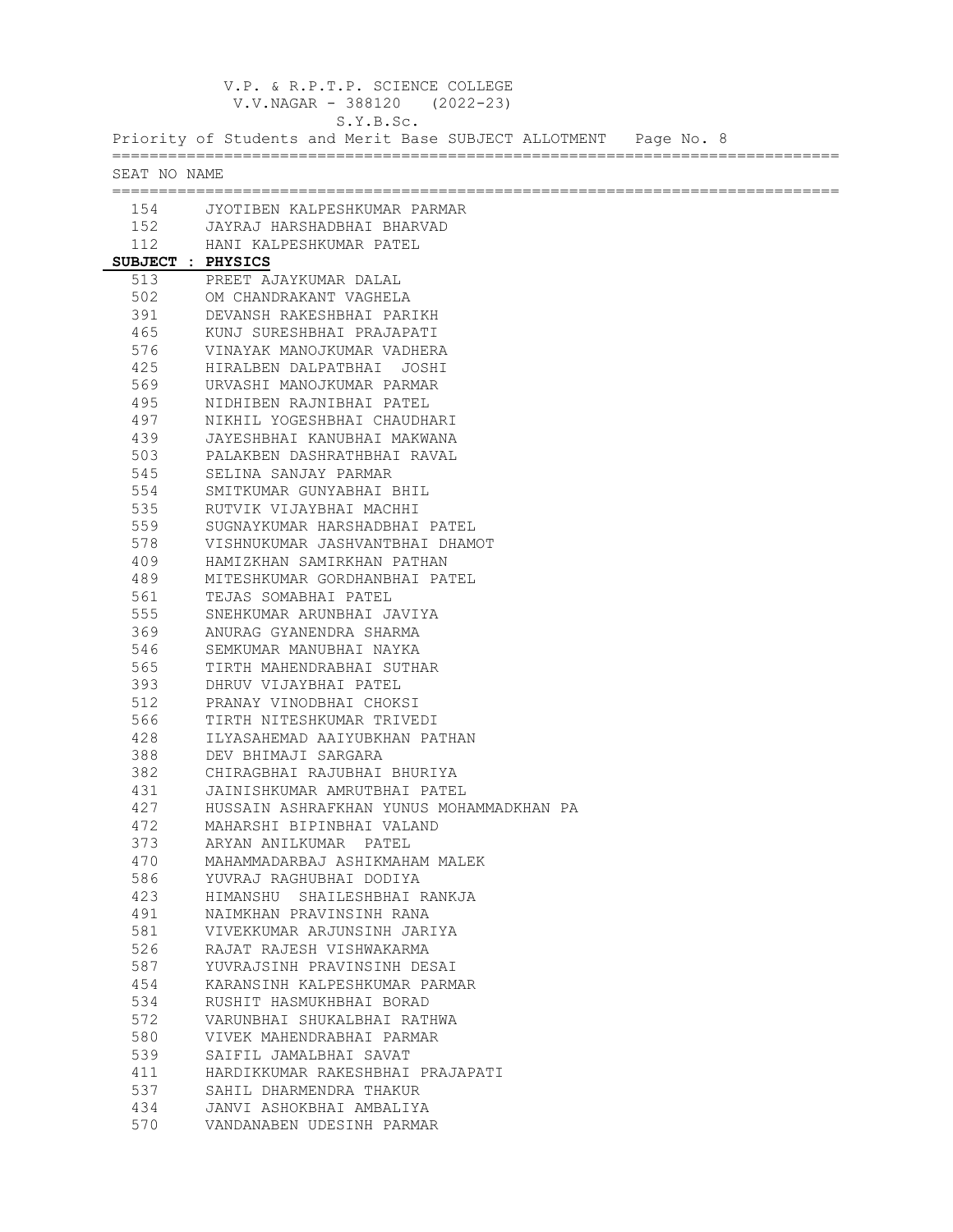V.P. & R.P.T.P. SCIENCE COLLEGE
V.V.NAGAR - 388120 (2022-23)
S.Y.B.Sc.
Priority of Students and Merit Base SUBJECT ALLOTMENT Page No. 8

| SEAT NO | NAME |
|---|---|
| 154 | JYOTIBEN KALPESHKUMAR PARMAR |
| 152 | JAYRAJ HARSHADBHAI BHARVAD |
| 112 | HANI KALPESHKUMAR PATEL |

**SUBJECT : PHYSICS**

| SEAT NO | NAME |
|---|---|
| 513 | PREET AJAYKUMAR DALAL |
| 502 | OM CHANDRAKANT VAGHELA |
| 391 | DEVANSH RAKESHBHAI PARIKH |
| 465 | KUNJ SURESHBHAI PRAJAPATI |
| 576 | VINAYAK MANOJKUMAR VADHERA |
| 425 | HIRALBEN DALPATBHAI JOSHI |
| 569 | URVASHI MANOJKUMAR PARMAR |
| 495 | NIDHIBEN RAJNIBHAI PATEL |
| 497 | NIKHIL YOGESHBHAI CHAUDHARI |
| 439 | JAYESHBHAI KANUBHAI MAKWANA |
| 503 | PALAKBEN DASHRATHBHAI RAVAL |
| 545 | SELINA SANJAY PARMAR |
| 554 | SMITKUMAR GUNYABHAI BHIL |
| 535 | RUTVIK VIJAYBHAI MACHHI |
| 559 | SUGNAYKUMAR HARSHADBHAI PATEL |
| 578 | VISHNUKUMAR JASHVANTBHAI DHAMOT |
| 409 | HAMIZKHAN SAMIRKHAN PATHAN |
| 489 | MITESHKUMAR GORDHANBHAI PATEL |
| 561 | TEJAS SOMABHAI PATEL |
| 555 | SNEHKUMAR ARUNBHAI JAVIYA |
| 369 | ANURAG GYANENDRA SHARMA |
| 546 | SEMKUMAR MANUBHAI NAYKA |
| 565 | TIRTH MAHENDRABHAI SUTHAR |
| 393 | DHRUV VIJAYBHAI PATEL |
| 512 | PRANAY VINODBHAI CHOKSI |
| 566 | TIRTH NITESHKUMAR TRIVEDI |
| 428 | ILYASAHEMAD AAIYUBKHAN PATHAN |
| 388 | DEV BHIMAJI SARGARA |
| 382 | CHIRAGBHAI RAJUBHAI BHURIYA |
| 431 | JAINISHKUMAR AMRUTBHAI PATEL |
| 427 | HUSSAIN ASHRAFKHAN YUNUS MOHAMMADKHAN PA |
| 472 | MAHARSHI BIPINBHAI VALAND |
| 373 | ARYAN ANILKUMAR PATEL |
| 470 | MAHAMMADARBAJ ASHIKMAHAM MALEK |
| 586 | YUVRAJ RAGHUBHAI DODIYA |
| 423 | HIMANSHU SHAILESHBHAI RANKJA |
| 491 | NAIMKHAN PRAVINSINH RANA |
| 581 | VIVEKKUMAR ARJUNSINH JARIYA |
| 526 | RAJAT RAJESH VISHWAKARMA |
| 587 | YUVRAJSINH PRAVINSINH DESAI |
| 454 | KARANSINH KALPESHKUMAR PARMAR |
| 534 | RUSHIT HASMUKHBHAI BORAD |
| 572 | VARUNBHAI SHUKALBHAI RATHWA |
| 580 | VIVEK MAHENDRABHAI PARMAR |
| 539 | SAIFIL JAMALBHAI SAVAT |
| 411 | HARDIKKUMAR RAKESHBHAI PRAJAPATI |
| 537 | SAHIL DHARMENDRA THAKUR |
| 434 | JANVI ASHOKBHAI AMBALIYA |
| 570 | VANDANABEN UDESINH PARMAR |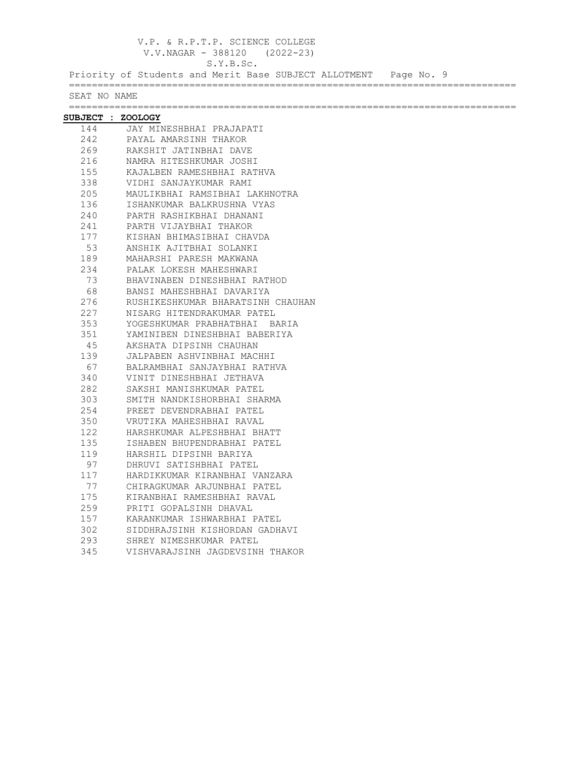V.P. & R.P.T.P. SCIENCE COLLEGE

V.V.NAGAR - 388120 (2022-23)

S.Y.B.Sc.

Priority of Students and Merit Base SUBJECT ALLOTMENT

**SUBJECT : ZOOLOGY**

| SEAT NO | NAME |
|---|---|
| 144 | JAY MINESHBHAI PRAJAPATI |
| 242 | PAYAL AMARSINH THAKOR |
| 269 | RAKSHIT JATINBHAI DAVE |
| 216 | NAMRA HITESHKUMAR JOSHI |
| 155 | KAJALBEN RAMESHBHAI RATHVA |
| 338 | VIDHI SANJAYKUMAR RAMI |
| 205 | MAULIKBHAI RAMSIBHAI LAKHNOTRA |
| 136 | ISHANKUMAR BALKRUSHNA VYAS |
| 240 | PARTH RASHIKBHAI DHANANI |
| 241 | PARTH VIJAYBHAI THAKOR |
| 177 | KISHAN BHIMASIBHAI CHAVDA |
| 53 | ANSHIK AJITBHAI SOLANKI |
| 189 | MAHARSHI PARESH MAKWANA |
| 234 | PALAK LOKESH MAHESHWARI |
| 73 | BHAVINABEN DINESHBHAI RATHOD |
| 68 | BANSI MAHESHBHAI DAVARIYA |
| 276 | RUSHIKESHKUMAR BHARATSINH CHAUHAN |
| 227 | NISARG HITENDRAKUMAR PATEL |
| 353 | YOGESHKUMAR PRABHATBHAI BARIA |
| 351 | YAMINIBEN DINESHBHAI BABERIYA |
| 45 | AKSHATA DIPSINH CHAUHAN |
| 139 | JALPABEN ASHVINBHAI MACHHI |
| 67 | BALRAMBHAI SANJAYBHAI RATHVA |
| 340 | VINIT DINESHBHAI JETHAVA |
| 282 | SAKSHI MANISHKUMAR PATEL |
| 303 | SMITH NANDKISHORBHAI SHARMA |
| 254 | PREET DEVENDRABHAI PATEL |
| 350 | VRUTIKA MAHESHBHAI RAVAL |
| 122 | HARSHKUMAR ALPESHBHAI BHATT |
| 135 | ISHABEN BHUPENDRABHAI PATEL |
| 119 | HARSHIL DIPSINH BARIYA |
| 97 | DHRUVI SATISHBHAI PATEL |
| 117 | HARDIKKUMAR KIRANBHAI VANZARA |
| 77 | CHIRAGKUMAR ARJUNBHAI PATEL |
| 175 | KIRANBHAI RAMESHBHAI RAVAL |
| 259 | PRITI GOPALSINH DHAVAL |
| 157 | KARANKUMAR ISHWARBHAI PATEL |
| 302 | SIDDHRAJSINH KISHORDAN GADHAVI |
| 293 | SHREY NIMESHKUMAR PATEL |
| 345 | VISHVARAJSINH JAGDEVSINH THAKOR |